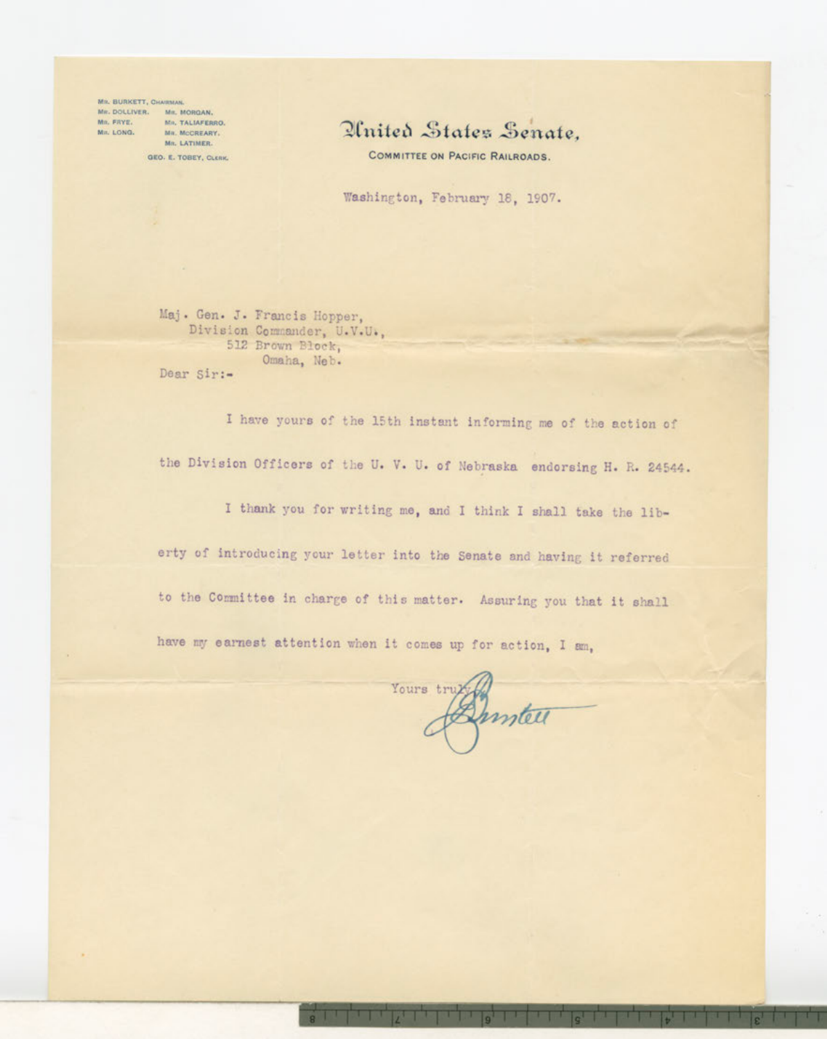MR. BURKETT, CHAIRMAN.
MR. DOLLIVER. MR. MORGAN.
MR. FRYE. MR. TALIAFERRO.
MR. LONG. MR. MCCREARY.
MR. LATIMER.
GEO. E. TOBEY, CLERK.

# United States Senate,

COMMITTEE ON PACIFIC RAILROADS.

Washington, February 18, 1907.

Maj. Gen. J. Francis Hopper,
Division Commander, U.V.U.,
512 Brown Block,
Omaha, Neb.

Dear Sir:-

I have yours of the 15th instant informing me of the action of the Division Officers of the U. V. U. of Nebraska endorsing H. R. 24544.

I thank you for writing me, and I think I shall take the liberty of introducing your letter into the Senate and having it referred to the Committee in charge of this matter. Assuring you that it shall have my earnest attention when it comes up for action, I am,

Yours truly,

Burkett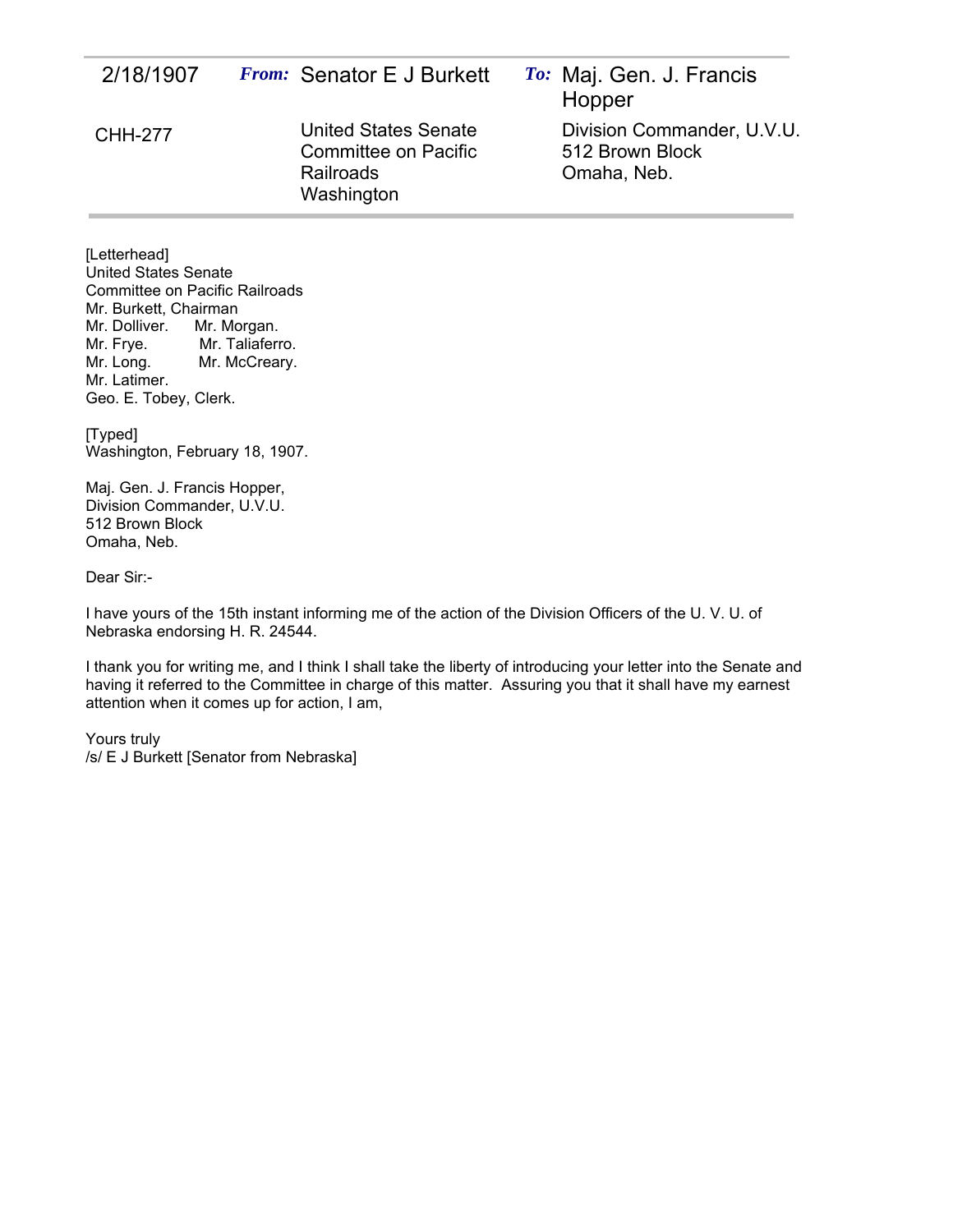| 2/18/1907 | **From:** Senator E J Burkett | **To:** Maj. Gen. J. Francis Hopper |
|---|---|---|
| CHH-277 | United States Senate<br>Committee on Pacific Railroads<br>Washington | Division Commander, U.V.U.<br>512 Brown Block<br>Omaha, Neb. |

[Letterhead]
United States Senate
Committee on Pacific Railroads
Mr. Burkett, Chairman
Mr. Dolliver. Mr. Morgan.
Mr. Frye. Mr. Taliaferro.
Mr. Long. Mr. McCreary.
Mr. Latimer.
Geo. E. Tobey, Clerk.

[Typed]
Washington, February 18, 1907.

Maj. Gen. J. Francis Hopper,
Division Commander, U.V.U.
512 Brown Block
Omaha, Neb.

Dear Sir:-

I have yours of the 15th instant informing me of the action of the Division Officers of the U. V. U. of Nebraska endorsing H. R. 24544.

I thank you for writing me, and I think I shall take the liberty of introducing your letter into the Senate and having it referred to the Committee in charge of this matter. Assuring you that it shall have my earnest attention when it comes up for action, I am,

Yours truly
/s/ E J Burkett [Senator from Nebraska]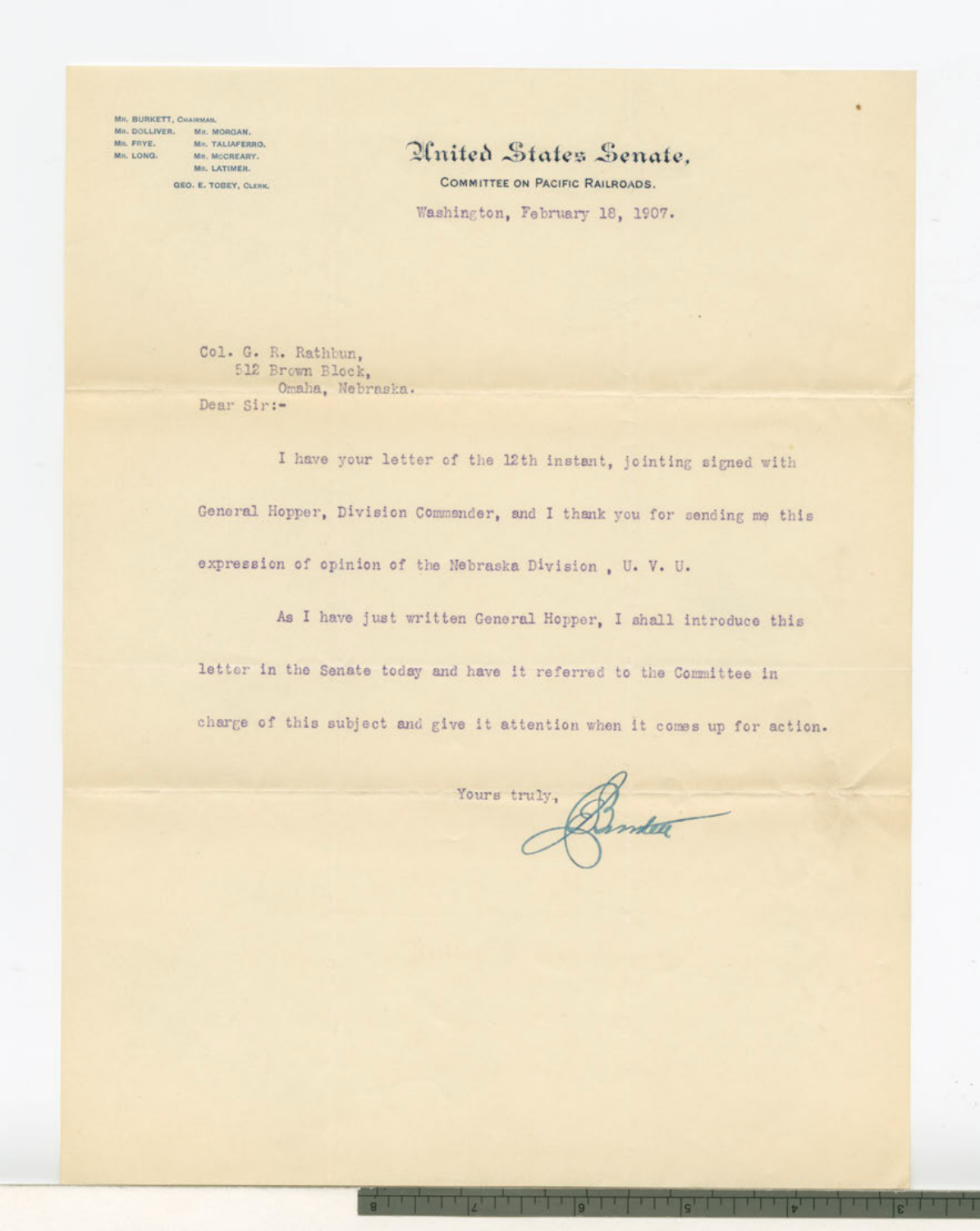MR. BURKETT, CHAIRMAN.
MR. DOLLIVER. MR. MORGAN.
MR. FRYE. MR. TALIAFERRO.
MR. LONG. MR. McCREARY.
MR. LATIMER.
GEO. E. TOBEY, CLERK.

# United States Senate,

COMMITTEE ON PACIFIC RAILROADS.

Washington, February 18, 1907.

Col. G. R. Rathbun,
512 Brown Block,
Omaha, Nebraska.

Dear Sir:-

I have your letter of the 12th instant, jointing signed with General Hopper, Division Commander, and I thank you for sending me this expression of opinion of the Nebraska Division , U. V. U.

As I have just written General Hopper, I shall introduce this letter in the Senate today and have it referred to the Committee in charge of this subject and give it attention when it comes up for action.

Yours truly,

Burkett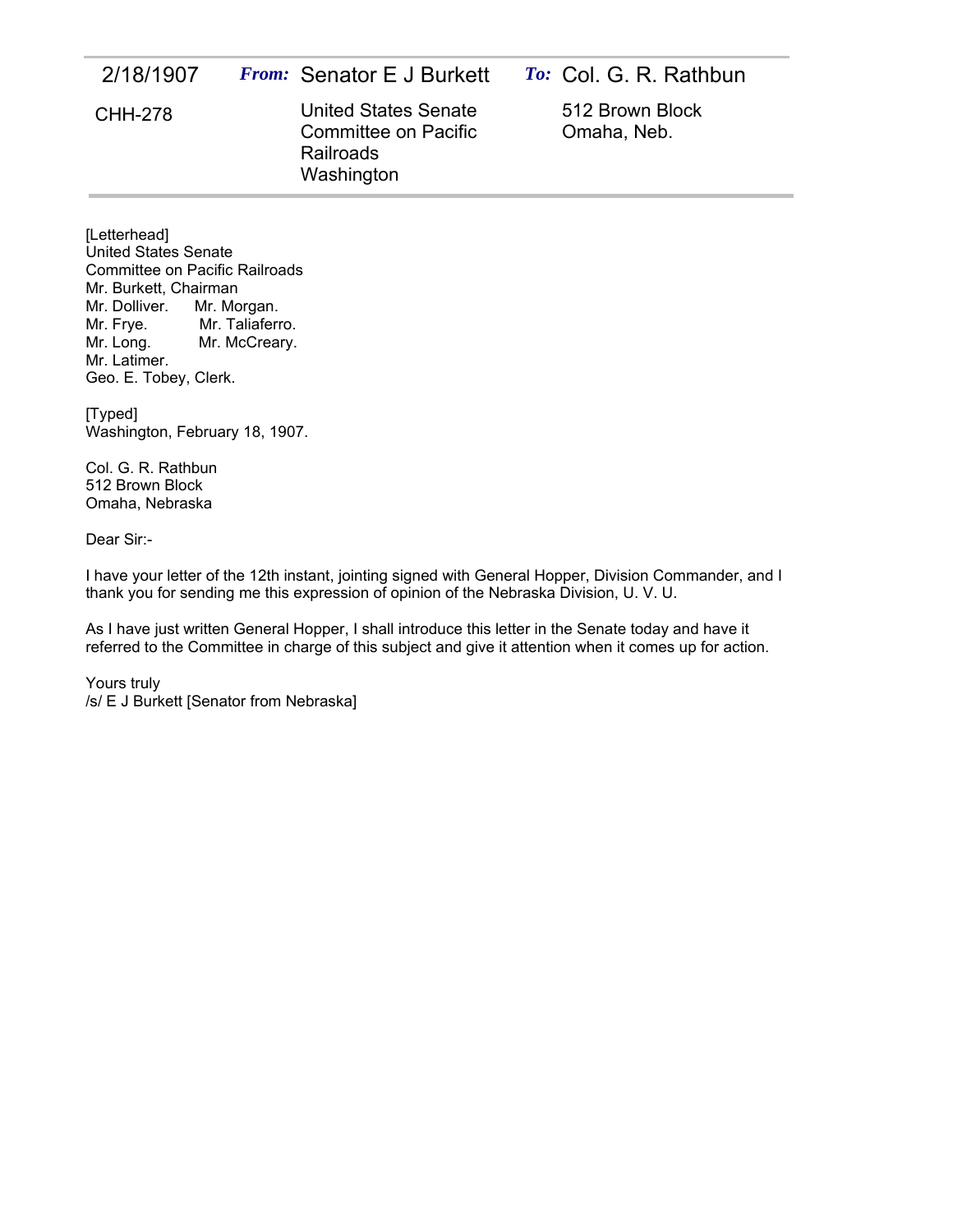| 2/18/1907 | *From:* Senator E J Burkett | *To:* Col. G. R. Rathbun |
|---|---|---|
| CHH-278 | United States Senate Committee on Pacific Railroads Washington | 512 Brown Block Omaha, Neb. |

[Letterhead]
United States Senate
Committee on Pacific Railroads
Mr. Burkett, Chairman
Mr. Dolliver. Mr. Morgan.
Mr. Frye. Mr. Taliaferro.
Mr. Long. Mr. McCreary.
Mr. Latimer.
Geo. E. Tobey, Clerk.

[Typed]
Washington, February 18, 1907.

Col. G. R. Rathbun
512 Brown Block
Omaha, Nebraska

Dear Sir:-

I have your letter of the 12th instant, jointing signed with General Hopper, Division Commander, and I thank you for sending me this expression of opinion of the Nebraska Division, U. V. U.

As I have just written General Hopper, I shall introduce this letter in the Senate today and have it referred to the Committee in charge of this subject and give it attention when it comes up for action.

Yours truly
/s/ E J Burkett [Senator from Nebraska]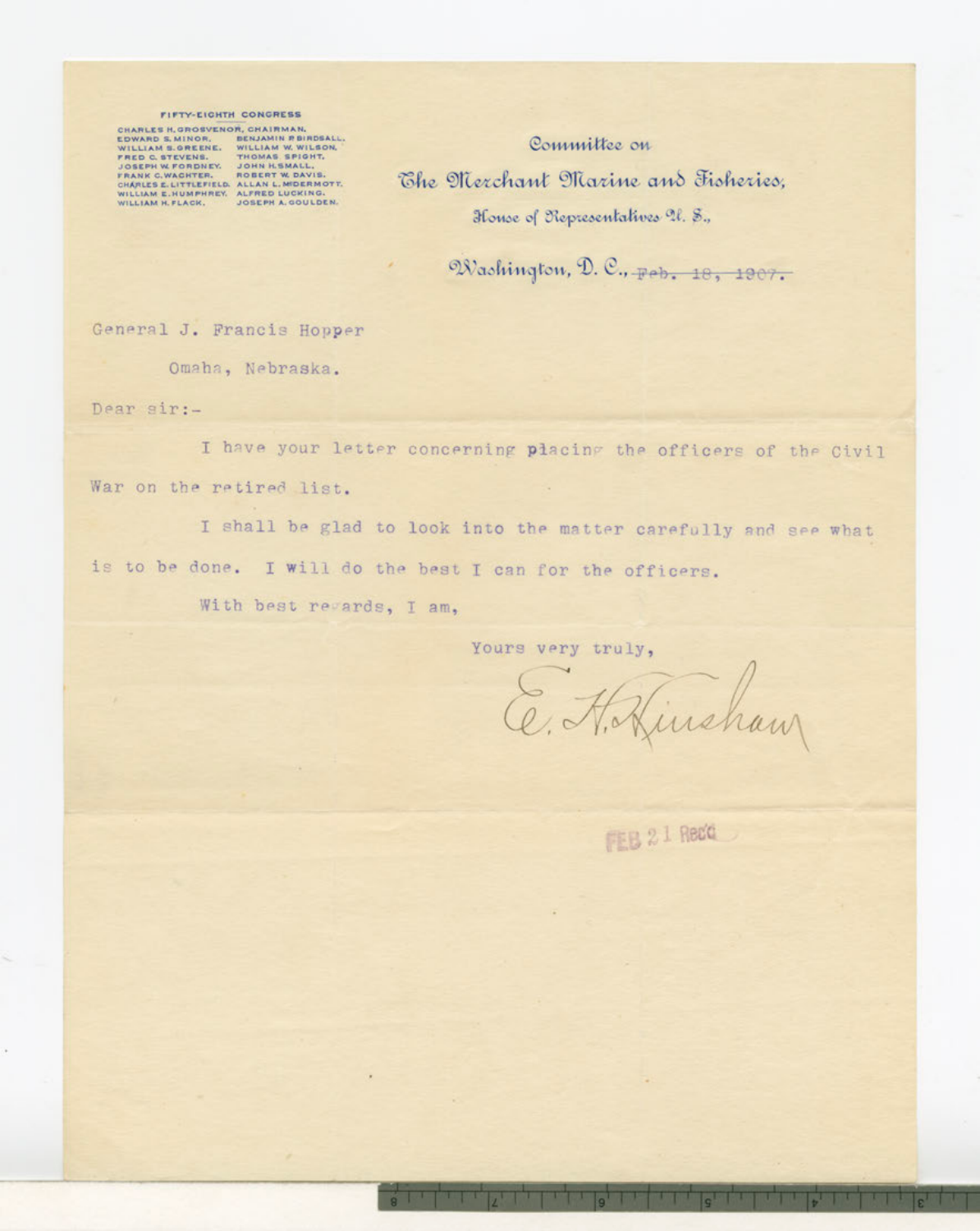FIFTY-EIGHTH CONGRESS

CHARLES H. GROSVENOR, CHAIRMAN.
EDWARD S. MINOR. BENJAMIN P. BIRDSALL.
WILLIAM S. GREENE. WILLIAM W. WILSON.
FRED C. STEVENS. THOMAS SPIGHT.
JOSEPH W. FORDNEY. JOHN H. SMALL.
FRANK C. WACHTER. ROBERT W. DAVIS.
CHARLES E. LITTLEFIELD. ALLAN L. MCDERMOTT.
WILLIAM E. HUMPHREY. ALFRED LUCKING.
WILLIAM H. FLACK. JOSEPH A. GOULDEN.

Committee on
The Merchant Marine and Fisheries,
House of Representatives U. S.,

Washington, D. C., ~~Feb. 18, 1907.~~

General J. Francis Hopper

Omaha, Nebraska.

Dear sir:-

I have your letter concerning placing the officers of the Civil War on the retired list.

I shall be glad to look into the matter carefully and see what is to be done. I will do the best I can for the officers.

With best regards, I am,

Yours very truly,

E. H. Hinshaw

FEB 21 Rec'd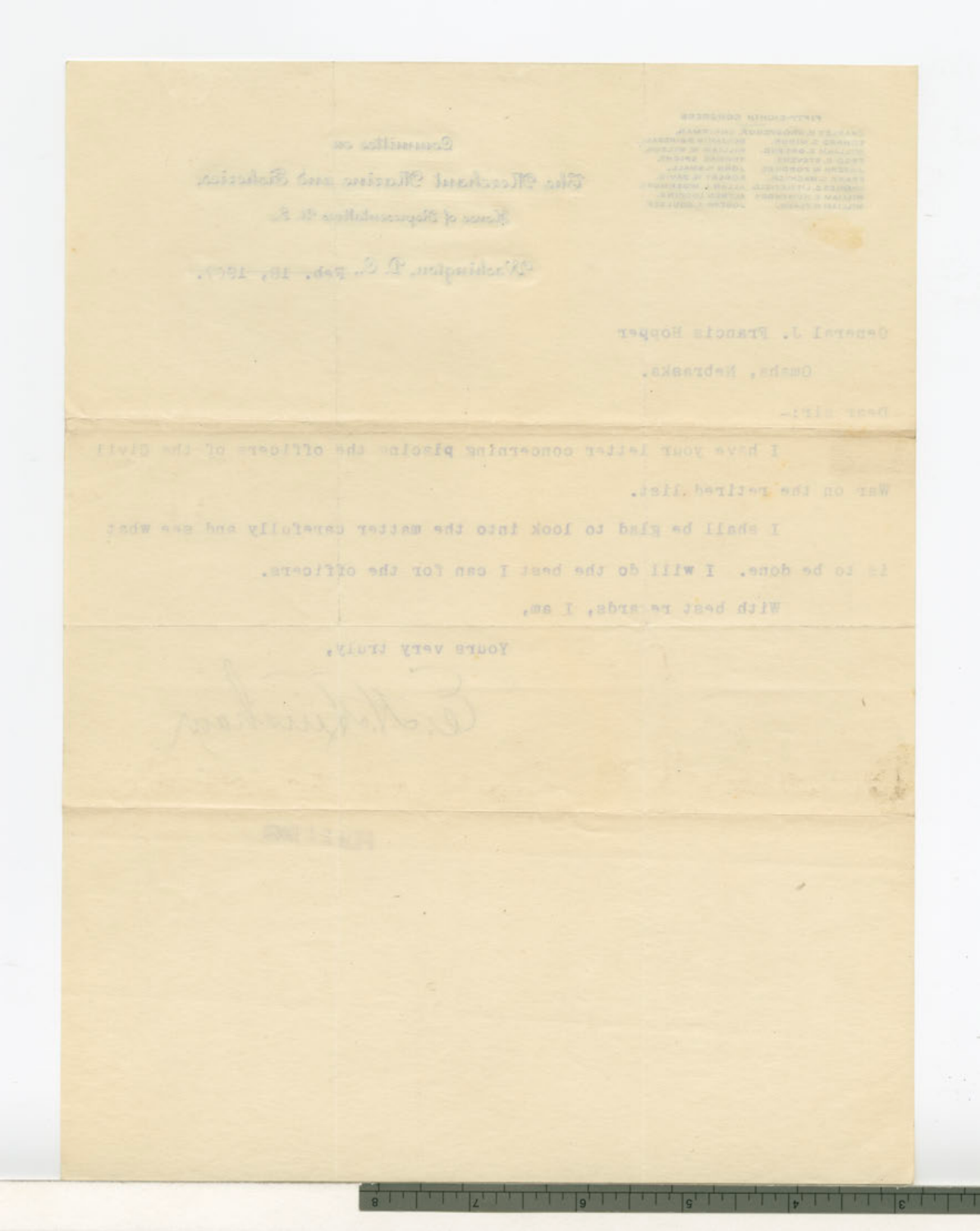Fifty-Eighth Congress

Committee on

The Merchant Marine and Fisheries.

House of Representatives U. S.

Washington, D. C., Feb. 18, 1904.

General J. Francis Hopper

Omaha, Nebraska.

Dear Sir:-

I have your letter concerning placing the officers of the Civil War on the retired list.

I shall be glad to look into the matter carefully and see what is to be done. I will do the best I can for the officers.

With best regards, I am,

Yours very truly,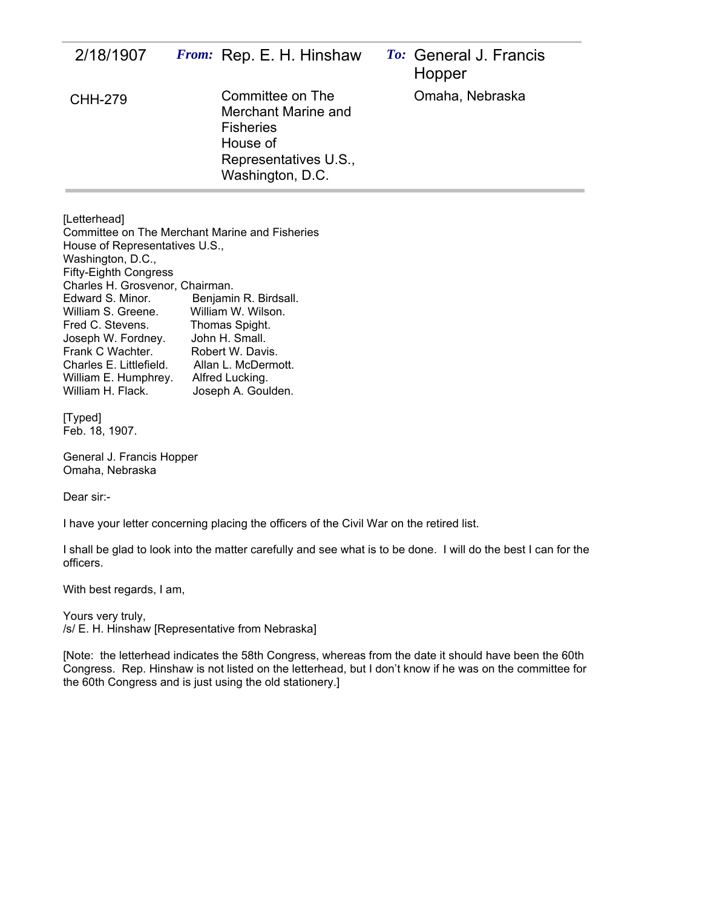| 2/18/1907 | **From:** Rep. E. H. Hinshaw | **To:** General J. Francis Hopper |
| --- | --- | --- |
| CHH-279 | Committee on The Merchant Marine and Fisheries House of Representatives U.S., Washington, D.C. | Omaha, Nebraska |

[Letterhead]
Committee on The Merchant Marine and Fisheries
House of Representatives U.S.,
Washington, D.C.,
Fifty-Eighth Congress
Charles H. Grosvenor, Chairman.

| | |
| --- | --- |
| Edward S. Minor. | Benjamin R. Birdsall. |
| William S. Greene. | William W. Wilson. |
| Fred C. Stevens. | Thomas Spight. |
| Joseph W. Fordney. | John H. Small. |
| Frank C Wachter. | Robert W. Davis. |
| Charles E. Littlefield. | Allan L. McDermott. |
| William E. Humphrey. | Alfred Lucking. |
| William H. Flack. | Joseph A. Goulden. |

[Typed]
Feb. 18, 1907.

General J. Francis Hopper
Omaha, Nebraska

Dear sir:-

I have your letter concerning placing the officers of the Civil War on the retired list.

I shall be glad to look into the matter carefully and see what is to be done. I will do the best I can for the officers.

With best regards, I am,

Yours very truly,
/s/ E. H. Hinshaw [Representative from Nebraska]

[Note: the letterhead indicates the 58th Congress, whereas from the date it should have been the 60th Congress. Rep. Hinshaw is not listed on the letterhead, but I don't know if he was on the committee for the 60th Congress and is just using the old stationery.]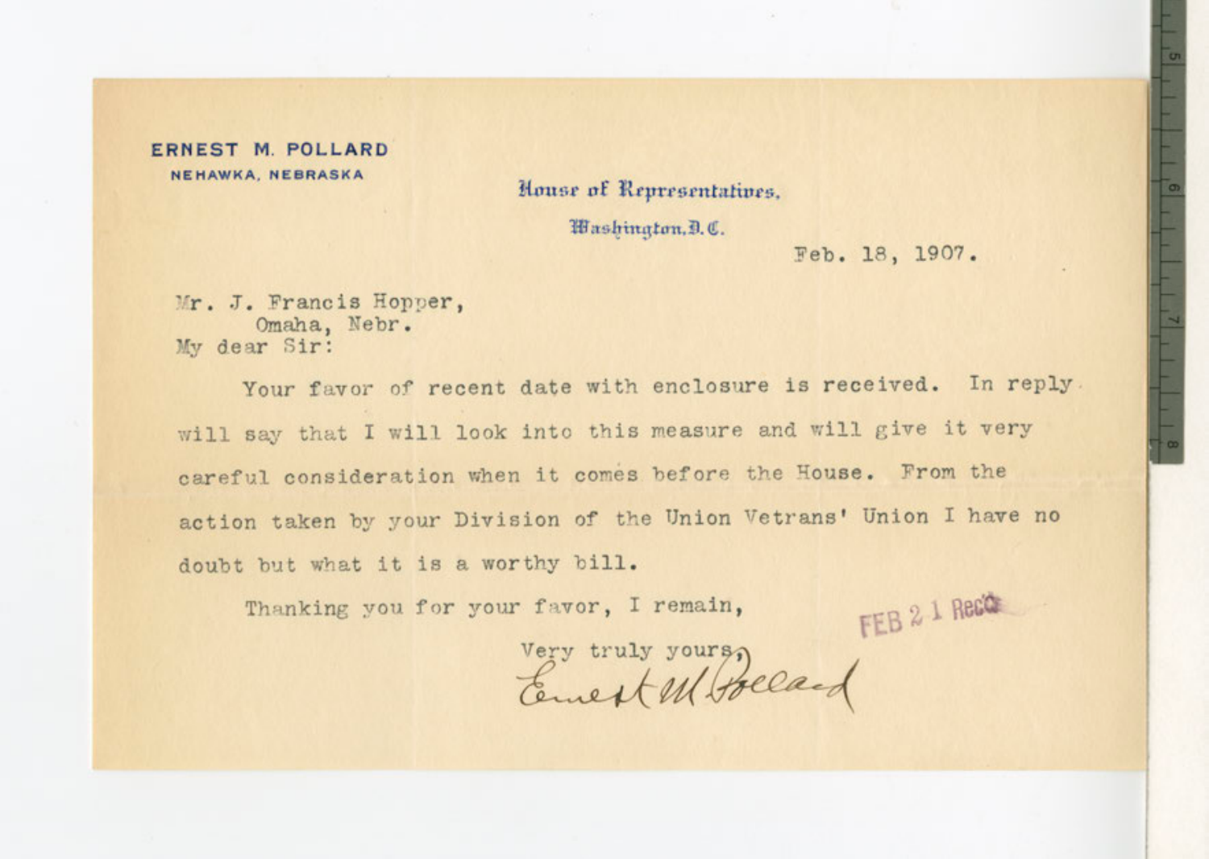**ERNEST M. POLLARD**
**NEHAWKA, NEBRASKA**

House of Representatives.
Washington, D. C.

Feb. 18, 1907.

Mr. J. Francis Hopper,
Omaha, Nebr.
My dear Sir:

Your favor of recent date with enclosure is received. In reply will say that I will look into this measure and will give it very careful consideration when it comes before the House. From the action taken by your Division of the Union Vetrans' Union I have no doubt but what it is a worthy bill.

Thanking you for your favor, I remain,

Very truly yours,

Ernest M Pollard

FEB 21 Rec'd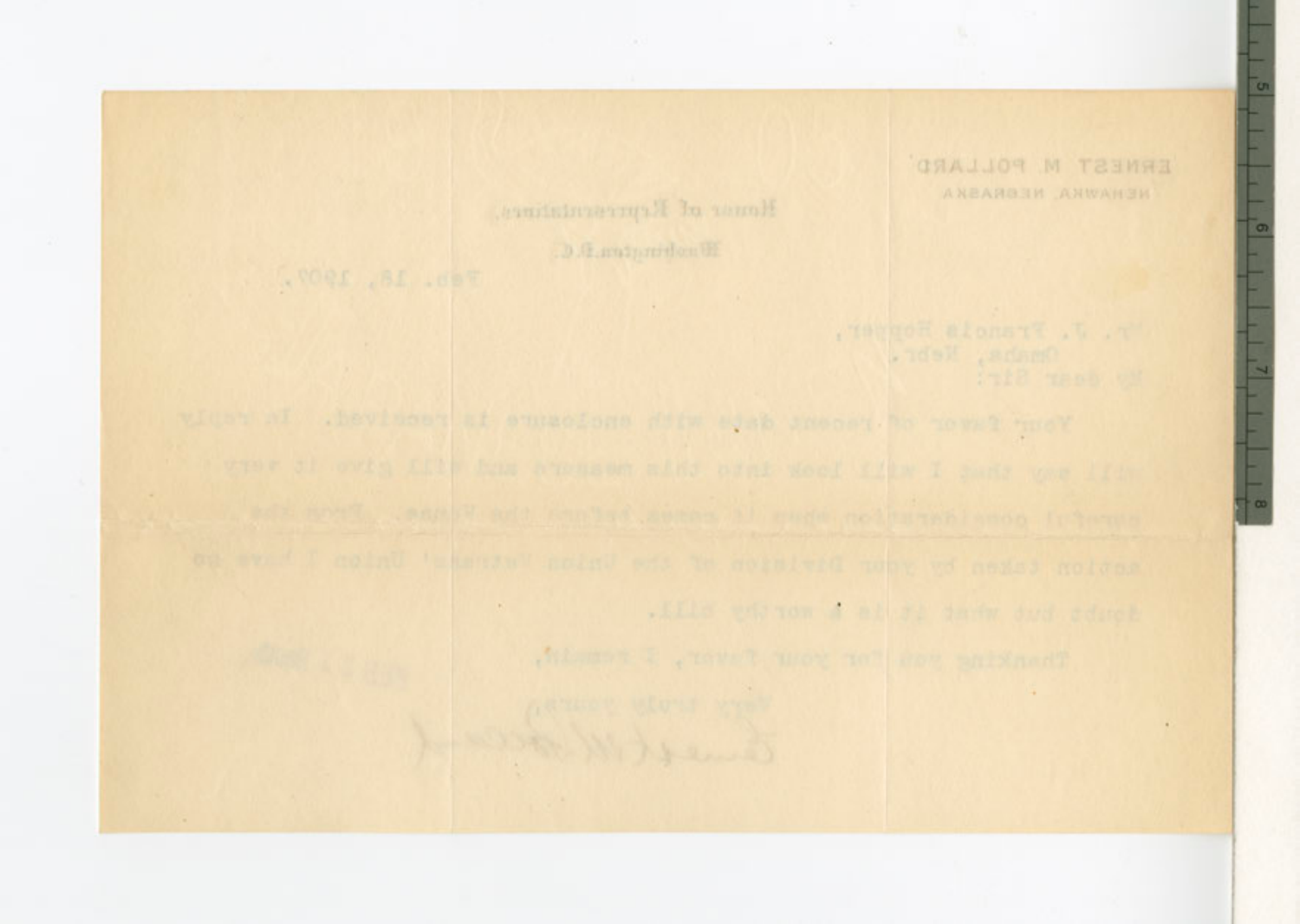ERNEST M. POLLARD
NEHAWKA, NEBRASKA

House of Representatives,
Washington, D.C.

Feb. 18, 1907.

Mr. J. Francis Hopper,
Omaha, Nebr.

My dear Sir:

Your favor of recent date with enclosure is received. In reply will say that I will look into this measure and will give it very careful consideration when it comes before the House. From the action taken by your Division of the Union Veterans' Union I have no doubt but what it is a worthy bill.

Thanking you for your favor, I remain,

Very truly yours,

Ernest M. Pollard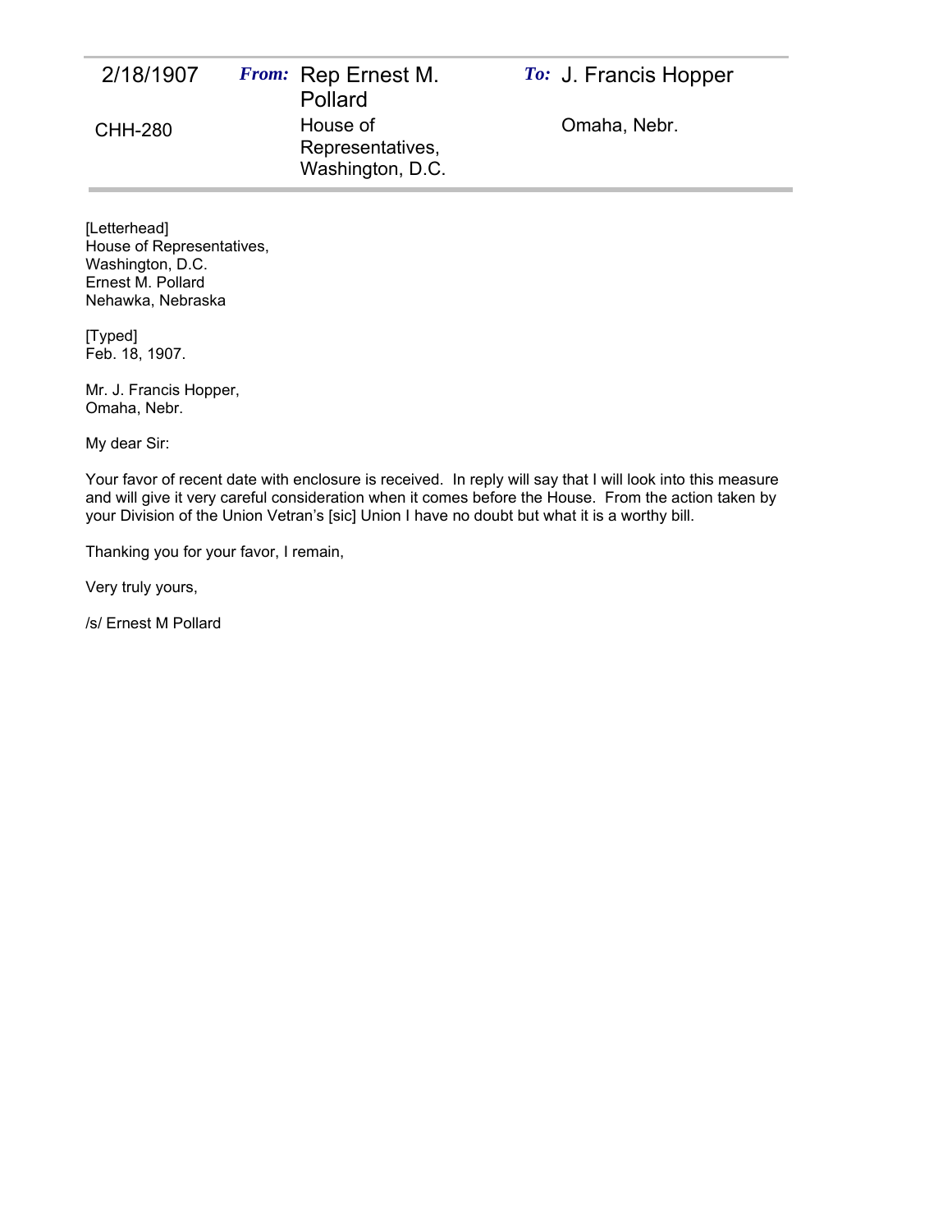| 2/18/1907 | ***From:*** Rep Ernest M. Pollard | ***To:*** J. Francis Hopper |
|---|---|---|
| CHH-280 | House of Representatives, Washington, D.C. | Omaha, Nebr. |

[Letterhead]
House of Representatives,
Washington, D.C.
Ernest M. Pollard
Nehawka, Nebraska

[Typed]
Feb. 18, 1907.

Mr. J. Francis Hopper,
Omaha, Nebr.

My dear Sir:

Your favor of recent date with enclosure is received. In reply will say that I will look into this measure and will give it very careful consideration when it comes before the House. From the action taken by your Division of the Union Vetran's [sic] Union I have no doubt but what it is a worthy bill.

Thanking you for your favor, I remain,

Very truly yours,

/s/ Ernest M Pollard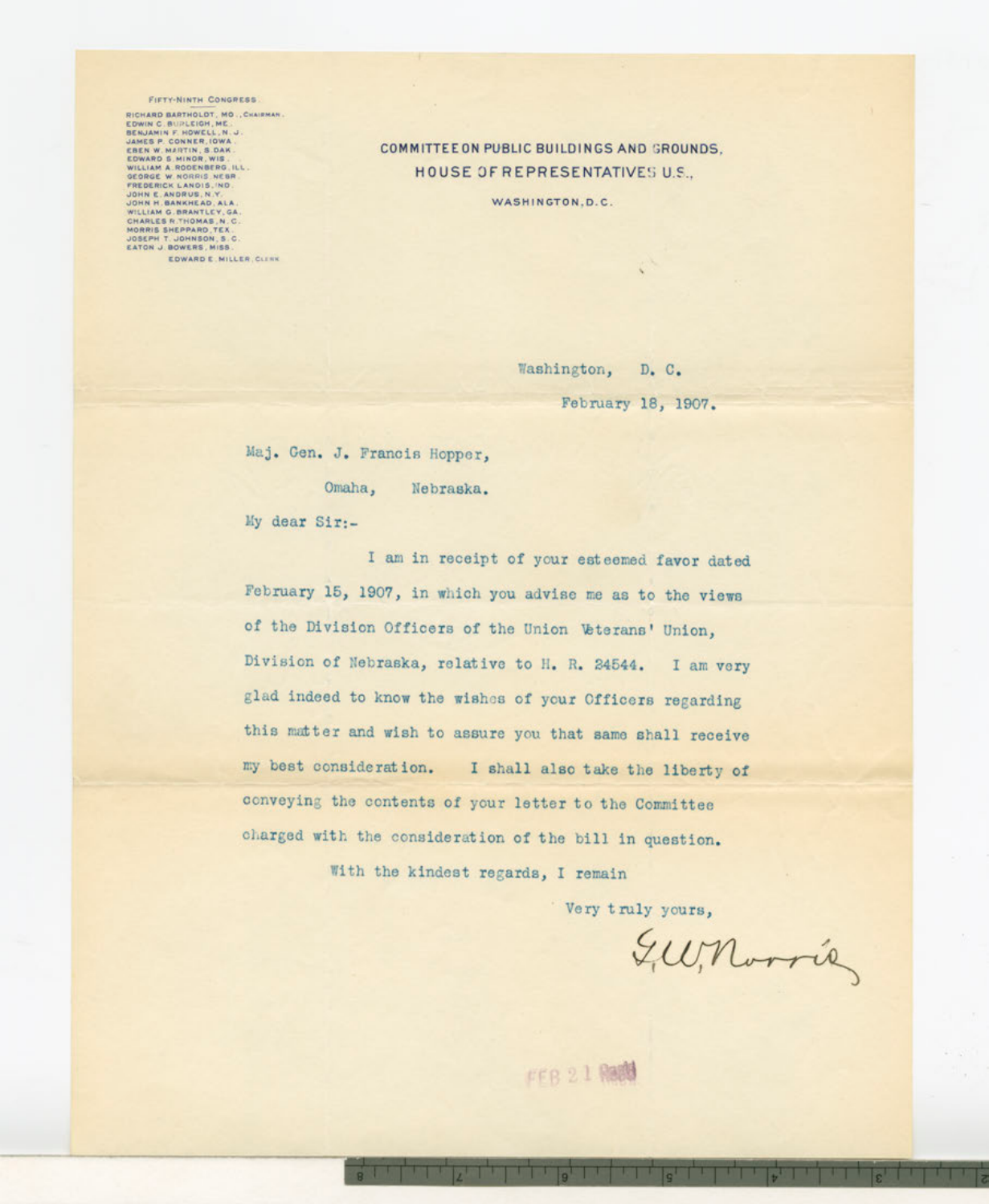FIFTY-NINTH CONGRESS.

RICHARD BARTHOLDT, MO., CHAIRMAN.
EDWIN C. BURLEIGH, ME.
BENJAMIN F. HOWELL, N. J.
JAMES P. CONNER, IOWA.
EBEN W. MARTIN, S. DAK.
EDWARD S. MINOR, WIS.
WILLIAM A. RODENBERG, ILL.
GEORGE W. NORRIS, NEBR.
FREDERICK LANDIS, IND.
JOHN E. ANDRUS, N. Y.
JOHN H. BANKHEAD, ALA.
WILLIAM G. BRANTLEY, GA.
CHARLES R. THOMAS, N. C.
MORRIS SHEPPARD, TEX.
JOSEPH T. JOHNSON, S. C.
EATON J. BOWERS, MISS.

EDWARD E. MILLER, CLERK.

COMMITTEE ON PUBLIC BUILDINGS AND GROUNDS,
HOUSE OF REPRESENTATIVES U.S.,
WASHINGTON, D.C.

Washington, D. C.
February 18, 1907.

Maj. Gen. J. Francis Hopper,
Omaha, Nebraska.

My dear Sir:-

I am in receipt of your esteemed favor dated February 15, 1907, in which you advise me as to the views of the Division Officers of the Union Veterans' Union, Division of Nebraska, relative to H. R. 24544. I am very glad indeed to know the wishes of your Officers regarding this matter and wish to assure you that same shall receive my best consideration. I shall also take the liberty of conveying the contents of your letter to the Committee charged with the consideration of the bill in question.

With the kindest regards, I remain

Very truly yours,

G. W. Norris

FEB 21 Rec'd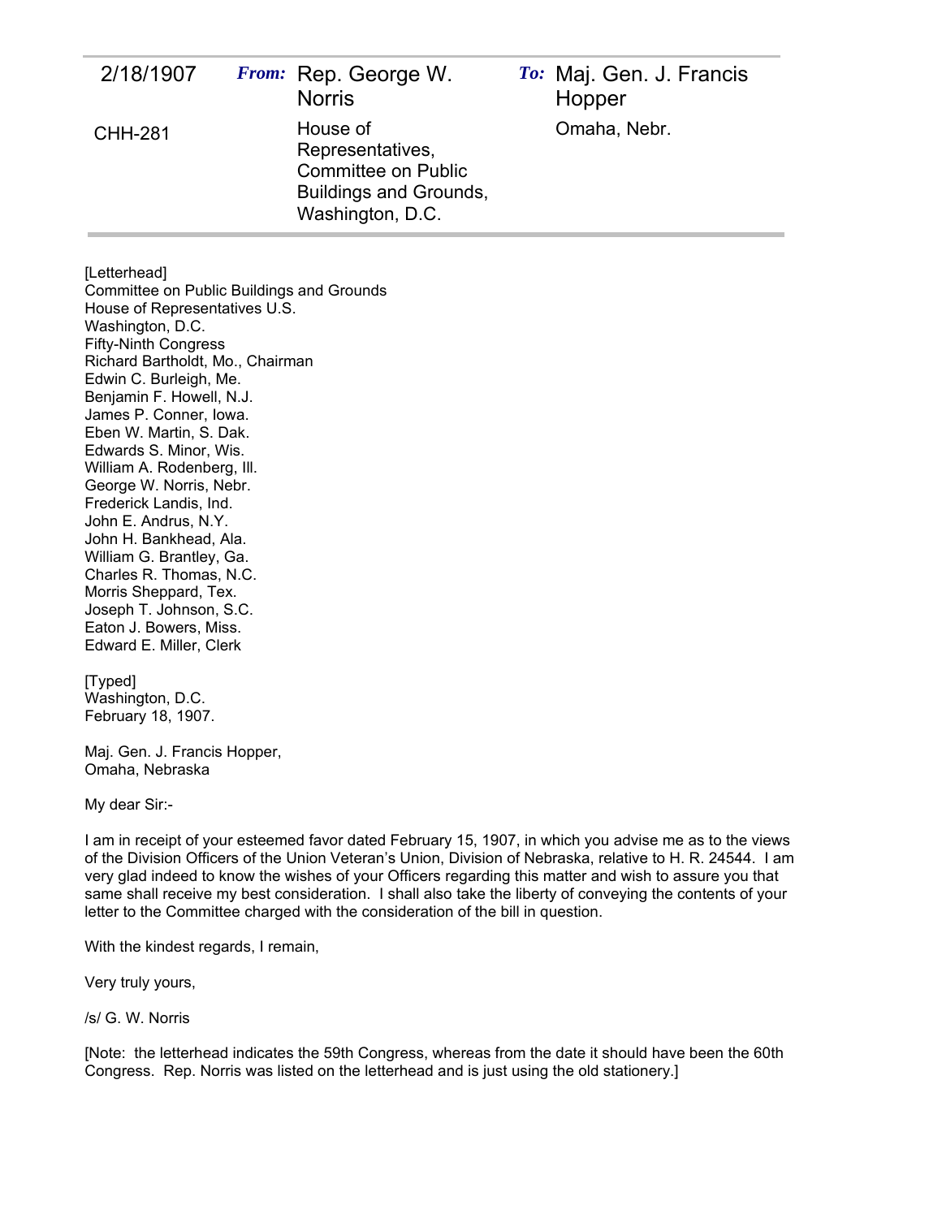| 2/18/1907 | ***From:*** Rep. George W. Norris | ***To:*** Maj. Gen. J. Francis Hopper |
|---|---|---|
| CHH-281 | House of Representatives, Committee on Public Buildings and Grounds, Washington, D.C. | Omaha, Nebr. |

[Letterhead]
Committee on Public Buildings and Grounds
House of Representatives U.S.
Washington, D.C.
Fifty-Ninth Congress
Richard Bartholdt, Mo., Chairman
Edwin C. Burleigh, Me.
Benjamin F. Howell, N.J.
James P. Conner, Iowa.
Eben W. Martin, S. Dak.
Edwards S. Minor, Wis.
William A. Rodenberg, Ill.
George W. Norris, Nebr.
Frederick Landis, Ind.
John E. Andrus, N.Y.
John H. Bankhead, Ala.
William G. Brantley, Ga.
Charles R. Thomas, N.C.
Morris Sheppard, Tex.
Joseph T. Johnson, S.C.
Eaton J. Bowers, Miss.
Edward E. Miller, Clerk

[Typed]
Washington, D.C.
February 18, 1907.

Maj. Gen. J. Francis Hopper,
Omaha, Nebraska

My dear Sir:-

I am in receipt of your esteemed favor dated February 15, 1907, in which you advise me as to the views of the Division Officers of the Union Veteran's Union, Division of Nebraska, relative to H. R. 24544. I am very glad indeed to know the wishes of your Officers regarding this matter and wish to assure you that same shall receive my best consideration. I shall also take the liberty of conveying the contents of your letter to the Committee charged with the consideration of the bill in question.

With the kindest regards, I remain,

Very truly yours,

/s/ G. W. Norris

[Note: the letterhead indicates the 59th Congress, whereas from the date it should have been the 60th Congress. Rep. Norris was listed on the letterhead and is just using the old stationery.]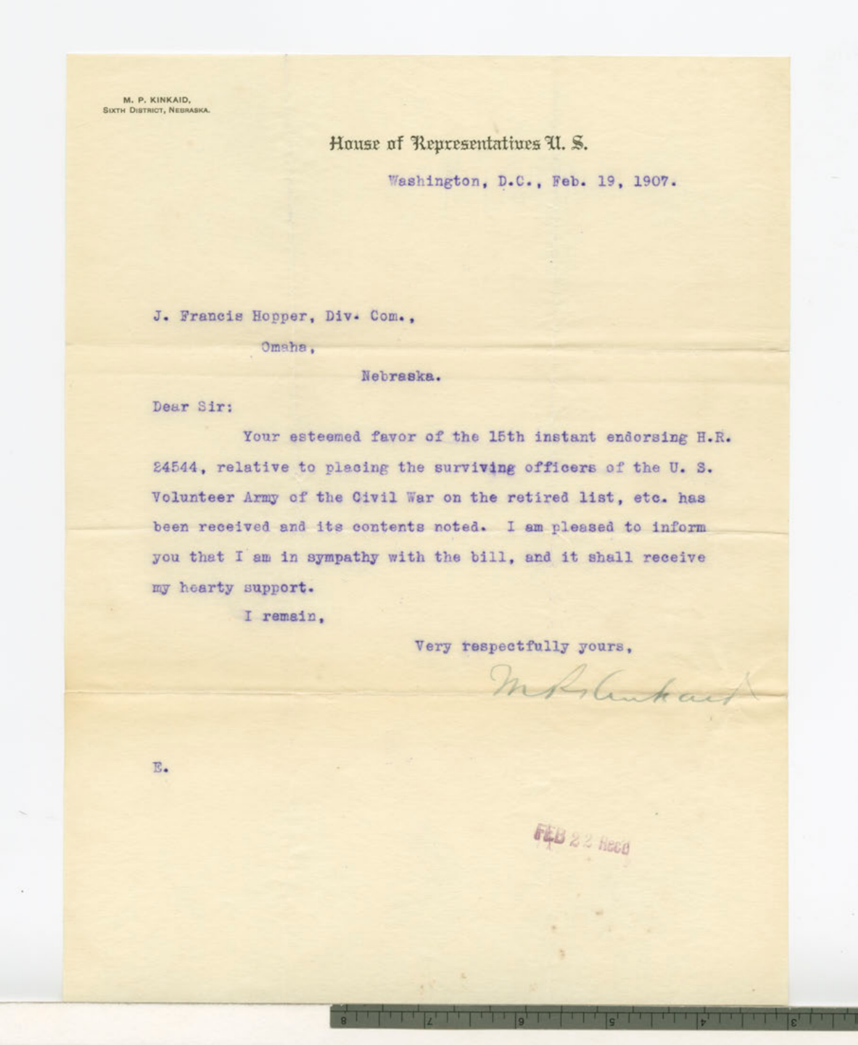M. P. KINKAID,
SIXTH DISTRICT, NEBRASKA.

House of Representatives U. S.

Washington, D.C., Feb. 19, 1907.

J. Francis Hopper, Div. Com.,

Omaha,

Nebraska.

Dear Sir:

Your esteemed favor of the 15th instant endorsing H.R. 24544, relative to placing the surviving officers of the U. S. Volunteer Army of the Civil War on the retired list, etc. has been received and its contents noted. I am pleased to inform you that I am in sympathy with the bill, and it shall receive my hearty support.

I remain,

Very respectfully yours,

M P Kinkaid

E.

FEB 22 Rec'd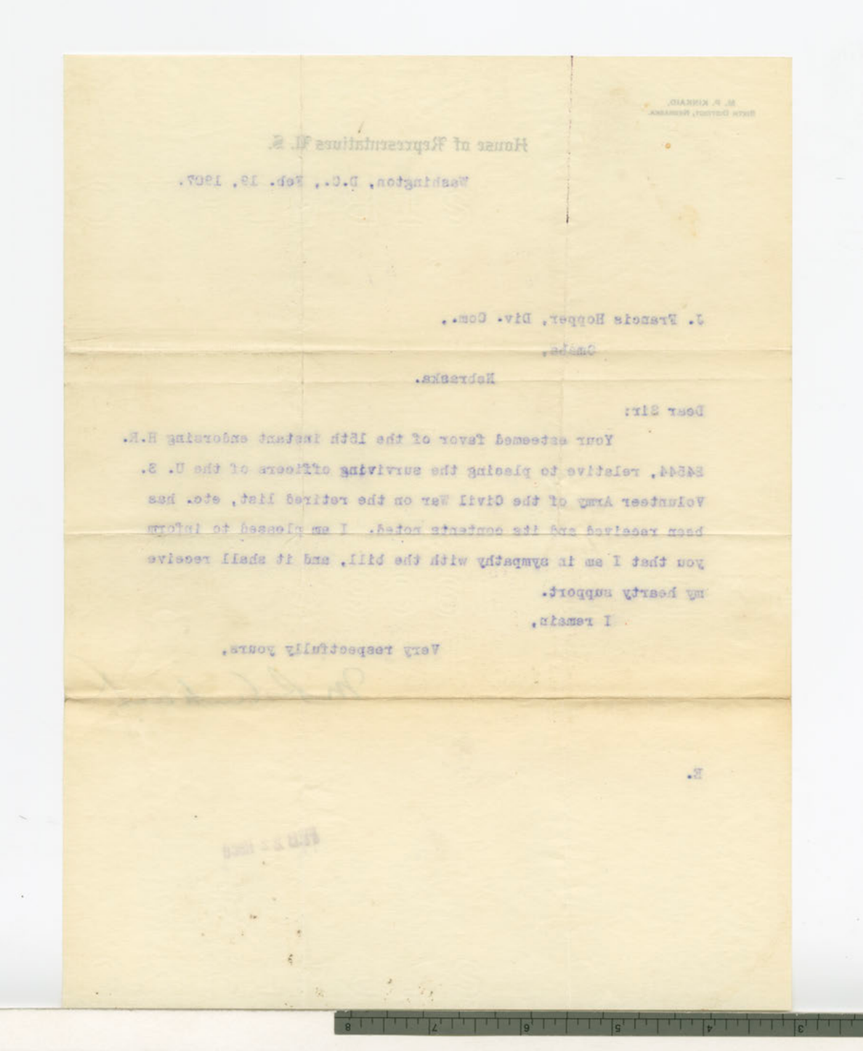M. P. KINKAID,
SIXTH DISTRICT, NEBRASKA.

House of Representatives U. S.

Washington, D.C., Feb. 19, 1907.

J. Francis Hopper, Div. Com.,

Omaha,

Nebraska.

Dear Sir:

Your esteemed favor of the 15th instant endorsing H.R. 24544, relative to placing the surviving officers of the U. S. Volunteer Army of the Civil War on the retired list, etc. has been received and its contents noted. I am pleased to inform you that I am in sympathy with the bill, and it shall receive my hearty support.

I remain,

Very respectfully yours,

E.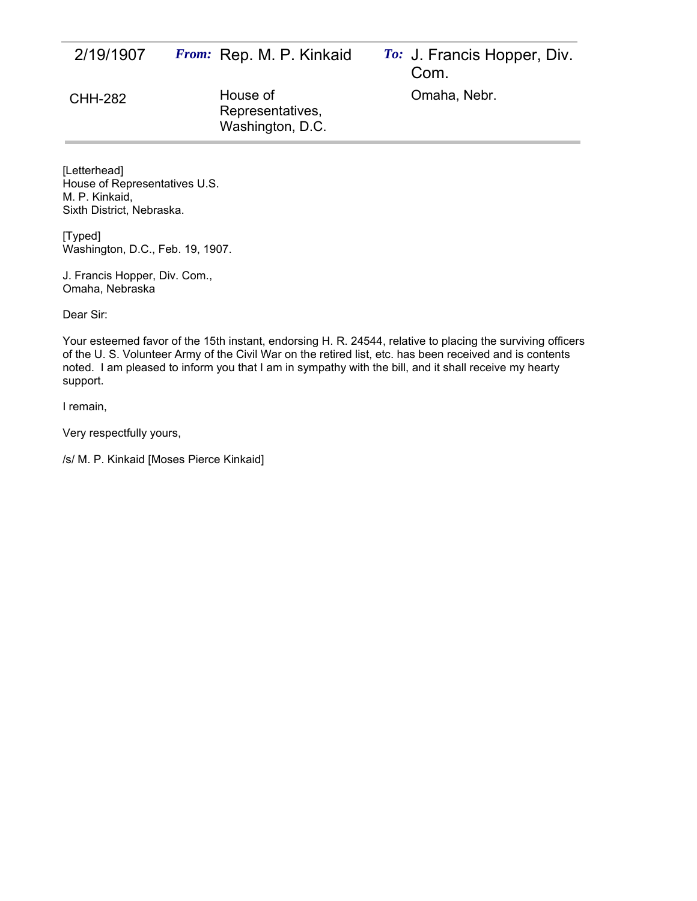| 2/19/1907 | *From:* Rep. M. P. Kinkaid | *To:* J. Francis Hopper, Div. Com. |
|---|---|---|
| CHH-282 | House of Representatives, Washington, D.C. | Omaha, Nebr. |

[Letterhead]
House of Representatives U.S.
M. P. Kinkaid,
Sixth District, Nebraska.

[Typed]
Washington, D.C., Feb. 19, 1907.

J. Francis Hopper, Div. Com.,
Omaha, Nebraska

Dear Sir:

Your esteemed favor of the 15th instant, endorsing H. R. 24544, relative to placing the surviving officers of the U. S. Volunteer Army of the Civil War on the retired list, etc. has been received and is contents noted. I am pleased to inform you that I am in sympathy with the bill, and it shall receive my hearty support.

I remain,

Very respectfully yours,

/s/ M. P. Kinkaid [Moses Pierce Kinkaid]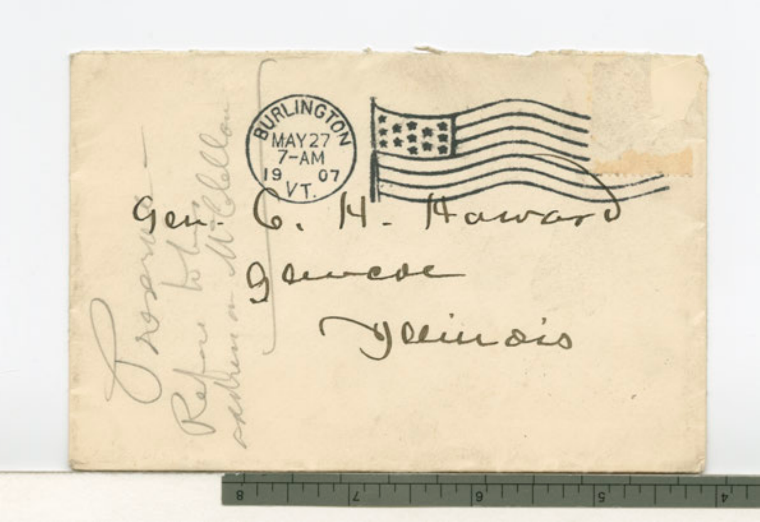BURLINGTON
MAY 27
7-AM
19 07
VT.

Gen. C. H. Howard
Glencoe
Illinois

Preserve —
Refer to this
sketch on McClellan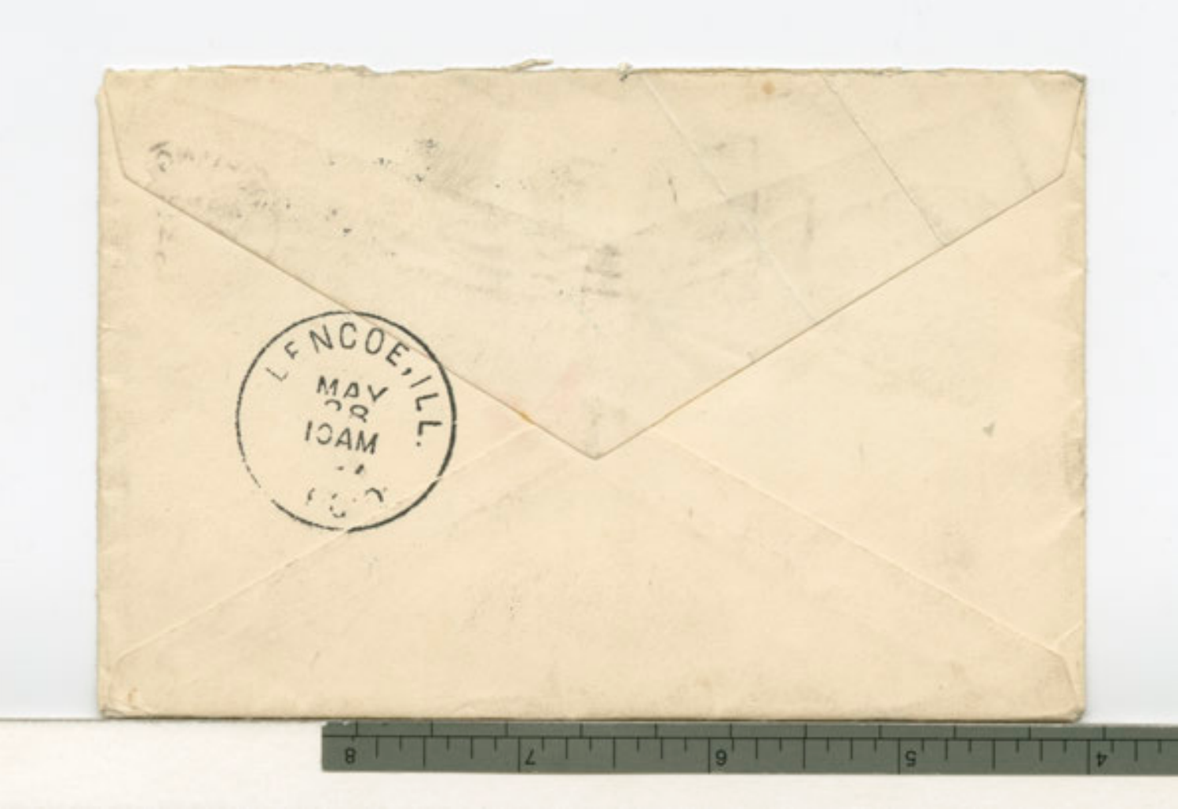LENCOE, ILL.
MAY
28
10AM